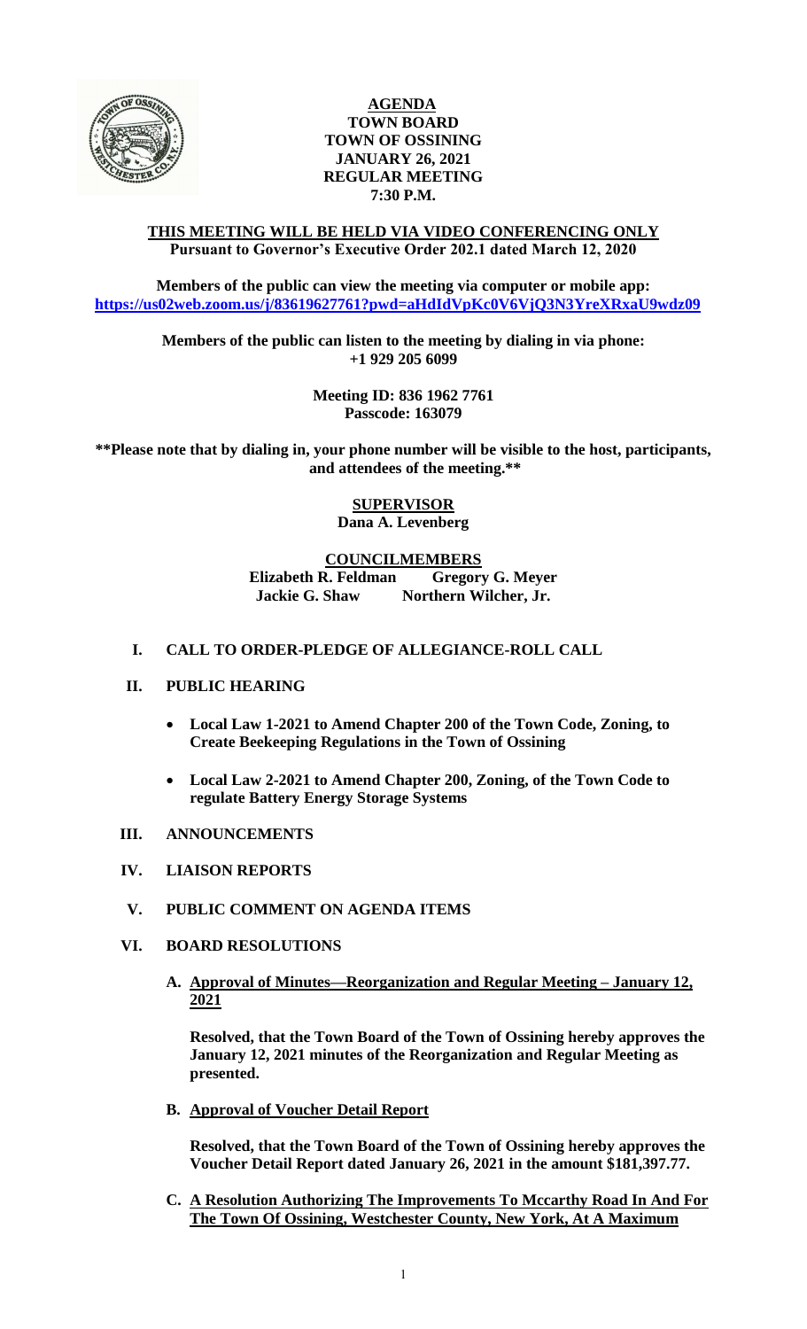# AGENDA
## TOWN BOARD
## TOWN OF OSSINING
## JANUARY 26, 2021
## REGULAR MEETING
## 7:30 P.M.

**THIS MEETING WILL BE HELD VIA VIDEO CONFERENCING ONLY**
**Pursuant to Governor's Executive Order 202.1 dated March 12, 2020**

**Members of the public can view the meeting via computer or mobile app:**
**https://us02web.zoom.us/j/83619627761?pwd=aHdIdVpKc0V6VjQ3N3YreXRxaU9wdz09**

**Members of the public can listen to the meeting by dialing in via phone:**
**+1 929 205 6099**

**Meeting ID: 836 1962 7761**
**Passcode: 163079**

**\*\*Please note that by dialing in, your phone number will be visible to the host, participants, and attendees of the meeting.\*\***

**SUPERVISOR**
**Dana A. Levenberg**

**COUNCILMEMBERS**
**Elizabeth R. Feldman** &nbsp;&nbsp; **Gregory G. Meyer**
**Jackie G. Shaw** &nbsp;&nbsp; **Northern Wilcher, Jr.**

**I. CALL TO ORDER-PLEDGE OF ALLEGIANCE-ROLL CALL**

**II. PUBLIC HEARING**

- **Local Law 1-2021 to Amend Chapter 200 of the Town Code, Zoning, to Create Beekeeping Regulations in the Town of Ossining**
- **Local Law 2-2021 to Amend Chapter 200, Zoning, of the Town Code to regulate Battery Energy Storage Systems**

**III. ANNOUNCEMENTS**

**IV. LIAISON REPORTS**

**V. PUBLIC COMMENT ON AGENDA ITEMS**

**VI. BOARD RESOLUTIONS**

**A. Approval of Minutes—Reorganization and Regular Meeting – January 12, 2021**

**Resolved, that the Town Board of the Town of Ossining hereby approves the January 12, 2021 minutes of the Reorganization and Regular Meeting as presented.**

**B. Approval of Voucher Detail Report**

**Resolved, that the Town Board of the Town of Ossining hereby approves the Voucher Detail Report dated January 26, 2021 in the amount $181,397.77.**

**C. A Resolution Authorizing The Improvements To Mccarthy Road In And For The Town Of Ossining, Westchester County, New York, At A Maximum**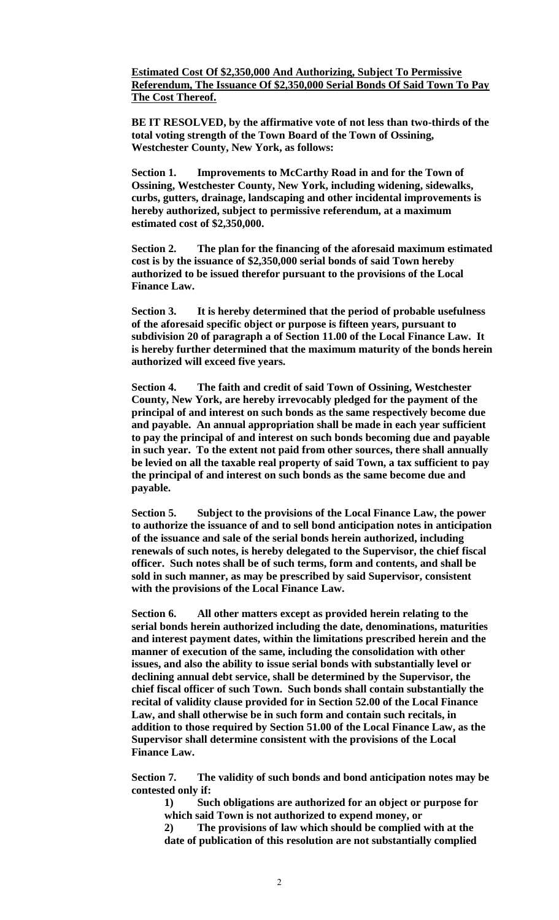**Estimated Cost Of $2,350,000 And Authorizing, Subject To Permissive Referendum, The Issuance Of $2,350,000 Serial Bonds Of Said Town To Pay The Cost Thereof.**

**BE IT RESOLVED, by the affirmative vote of not less than two-thirds of the total voting strength of the Town Board of the Town of Ossining, Westchester County, New York, as follows:**

**Section 1. Improvements to McCarthy Road in and for the Town of Ossining, Westchester County, New York, including widening, sidewalks, curbs, gutters, drainage, landscaping and other incidental improvements is hereby authorized, subject to permissive referendum, at a maximum estimated cost of $2,350,000.**

**Section 2. The plan for the financing of the aforesaid maximum estimated cost is by the issuance of $2,350,000 serial bonds of said Town hereby authorized to be issued therefor pursuant to the provisions of the Local Finance Law.**

**Section 3. It is hereby determined that the period of probable usefulness of the aforesaid specific object or purpose is fifteen years, pursuant to subdivision 20 of paragraph a of Section 11.00 of the Local Finance Law. It is hereby further determined that the maximum maturity of the bonds herein authorized will exceed five years.**

**Section 4. The faith and credit of said Town of Ossining, Westchester County, New York, are hereby irrevocably pledged for the payment of the principal of and interest on such bonds as the same respectively become due and payable. An annual appropriation shall be made in each year sufficient to pay the principal of and interest on such bonds becoming due and payable in such year. To the extent not paid from other sources, there shall annually be levied on all the taxable real property of said Town, a tax sufficient to pay the principal of and interest on such bonds as the same become due and payable.**

**Section 5. Subject to the provisions of the Local Finance Law, the power to authorize the issuance of and to sell bond anticipation notes in anticipation of the issuance and sale of the serial bonds herein authorized, including renewals of such notes, is hereby delegated to the Supervisor, the chief fiscal officer. Such notes shall be of such terms, form and contents, and shall be sold in such manner, as may be prescribed by said Supervisor, consistent with the provisions of the Local Finance Law.**

**Section 6. All other matters except as provided herein relating to the serial bonds herein authorized including the date, denominations, maturities and interest payment dates, within the limitations prescribed herein and the manner of execution of the same, including the consolidation with other issues, and also the ability to issue serial bonds with substantially level or declining annual debt service, shall be determined by the Supervisor, the chief fiscal officer of such Town. Such bonds shall contain substantially the recital of validity clause provided for in Section 52.00 of the Local Finance Law, and shall otherwise be in such form and contain such recitals, in addition to those required by Section 51.00 of the Local Finance Law, as the Supervisor shall determine consistent with the provisions of the Local Finance Law.**

**Section 7. The validity of such bonds and bond anticipation notes may be contested only if:**

**1) Such obligations are authorized for an object or purpose for which said Town is not authorized to expend money, or**

**2) The provisions of law which should be complied with at the date of publication of this resolution are not substantially complied**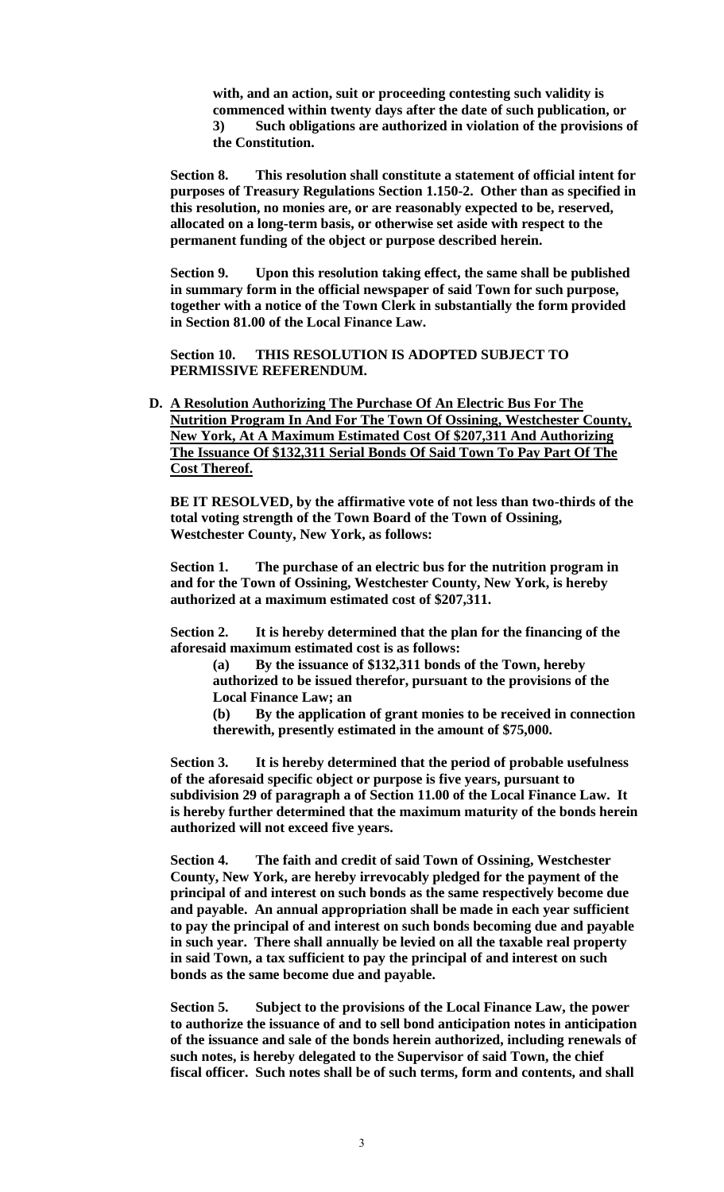**with, and an action, suit or proceeding contesting such validity is commenced within twenty days after the date of such publication, or**

**3) Such obligations are authorized in violation of the provisions of the Constitution.**

**Section 8. This resolution shall constitute a statement of official intent for purposes of Treasury Regulations Section 1.150-2. Other than as specified in this resolution, no monies are, or are reasonably expected to be, reserved, allocated on a long-term basis, or otherwise set aside with respect to the permanent funding of the object or purpose described herein.**

**Section 9. Upon this resolution taking effect, the same shall be published in summary form in the official newspaper of said Town for such purpose, together with a notice of the Town Clerk in substantially the form provided in Section 81.00 of the Local Finance Law.**

**Section 10. THIS RESOLUTION IS ADOPTED SUBJECT TO PERMISSIVE REFERENDUM.**

**D. <u>A Resolution Authorizing The Purchase Of An Electric Bus For The Nutrition Program In And For The Town Of Ossining, Westchester County, New York, At A Maximum Estimated Cost Of $207,311 And Authorizing The Issuance Of $132,311 Serial Bonds Of Said Town To Pay Part Of The Cost Thereof.</u>**

**BE IT RESOLVED, by the affirmative vote of not less than two-thirds of the total voting strength of the Town Board of the Town of Ossining, Westchester County, New York, as follows:**

**Section 1. The purchase of an electric bus for the nutrition program in and for the Town of Ossining, Westchester County, New York, is hereby authorized at a maximum estimated cost of $207,311.**

**Section 2. It is hereby determined that the plan for the financing of the aforesaid maximum estimated cost is as follows:**

**(a) By the issuance of $132,311 bonds of the Town, hereby authorized to be issued therefor, pursuant to the provisions of the Local Finance Law; an**

**(b) By the application of grant monies to be received in connection therewith, presently estimated in the amount of $75,000.**

**Section 3. It is hereby determined that the period of probable usefulness of the aforesaid specific object or purpose is five years, pursuant to subdivision 29 of paragraph a of Section 11.00 of the Local Finance Law. It is hereby further determined that the maximum maturity of the bonds herein authorized will not exceed five years.**

**Section 4. The faith and credit of said Town of Ossining, Westchester County, New York, are hereby irrevocably pledged for the payment of the principal of and interest on such bonds as the same respectively become due and payable. An annual appropriation shall be made in each year sufficient to pay the principal of and interest on such bonds becoming due and payable in such year. There shall annually be levied on all the taxable real property in said Town, a tax sufficient to pay the principal of and interest on such bonds as the same become due and payable.**

**Section 5. Subject to the provisions of the Local Finance Law, the power to authorize the issuance of and to sell bond anticipation notes in anticipation of the issuance and sale of the bonds herein authorized, including renewals of such notes, is hereby delegated to the Supervisor of said Town, the chief fiscal officer. Such notes shall be of such terms, form and contents, and shall**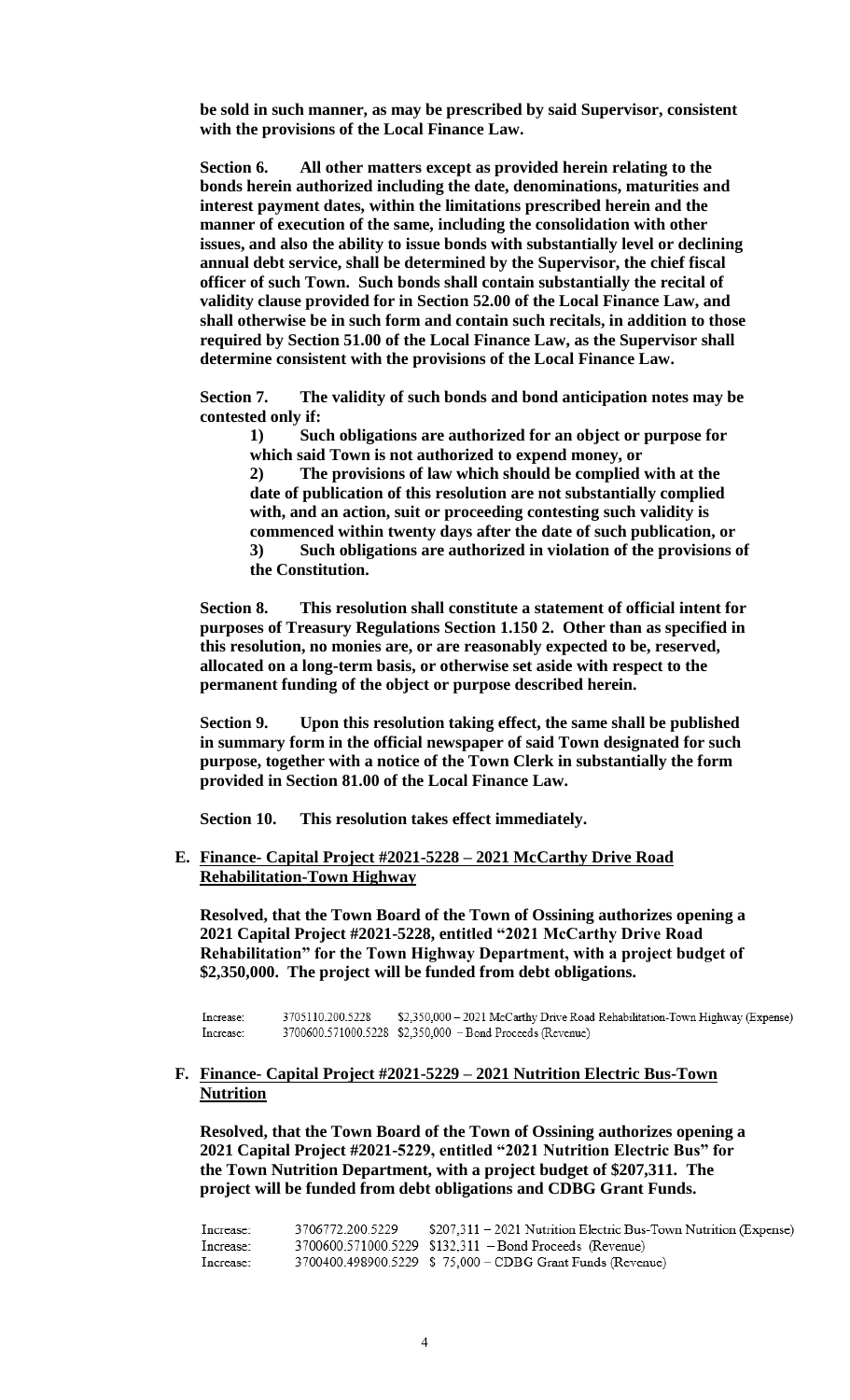**be sold in such manner, as may be prescribed by said Supervisor, consistent with the provisions of the Local Finance Law.**

**Section 6. All other matters except as provided herein relating to the bonds herein authorized including the date, denominations, maturities and interest payment dates, within the limitations prescribed herein and the manner of execution of the same, including the consolidation with other issues, and also the ability to issue bonds with substantially level or declining annual debt service, shall be determined by the Supervisor, the chief fiscal officer of such Town. Such bonds shall contain substantially the recital of validity clause provided for in Section 52.00 of the Local Finance Law, and shall otherwise be in such form and contain such recitals, in addition to those required by Section 51.00 of the Local Finance Law, as the Supervisor shall determine consistent with the provisions of the Local Finance Law.**

**Section 7. The validity of such bonds and bond anticipation notes may be contested only if:**

**1) Such obligations are authorized for an object or purpose for which said Town is not authorized to expend money, or**

**2) The provisions of law which should be complied with at the date of publication of this resolution are not substantially complied with, and an action, suit or proceeding contesting such validity is commenced within twenty days after the date of such publication, or**

**3) Such obligations are authorized in violation of the provisions of the Constitution.**

**Section 8. This resolution shall constitute a statement of official intent for purposes of Treasury Regulations Section 1.150 2. Other than as specified in this resolution, no monies are, or are reasonably expected to be, reserved, allocated on a long-term basis, or otherwise set aside with respect to the permanent funding of the object or purpose described herein.**

**Section 9. Upon this resolution taking effect, the same shall be published in summary form in the official newspaper of said Town designated for such purpose, together with a notice of the Town Clerk in substantially the form provided in Section 81.00 of the Local Finance Law.**

**Section 10. This resolution takes effect immediately.**

**E. <u>Finance- Capital Project #2021-5228 – 2021 McCarthy Drive Road Rehabilitation-Town Highway</u>**

**Resolved, that the Town Board of the Town of Ossining authorizes opening a 2021 Capital Project #2021-5228, entitled "2021 McCarthy Drive Road Rehabilitation" for the Town Highway Department, with a project budget of $2,350,000. The project will be funded from debt obligations.**

| | | |
|---|---|---|
| Increase: | 3705110.200.5228 | $2,350,000 – 2021 McCarthy Drive Road Rehabilitation-Town Highway (Expense) |
| Increase: | 3700600.571000.5228 | $2,350,000 – Bond Proceeds (Revenue) |

**F. <u>Finance- Capital Project #2021-5229 – 2021 Nutrition Electric Bus-Town Nutrition</u>**

**Resolved, that the Town Board of the Town of Ossining authorizes opening a 2021 Capital Project #2021-5229, entitled "2021 Nutrition Electric Bus" for the Town Nutrition Department, with a project budget of $207,311. The project will be funded from debt obligations and CDBG Grant Funds.**

| | | |
|---|---|---|
| Increase: | 3706772.200.5229 | $207,311 – 2021 Nutrition Electric Bus-Town Nutrition (Expense) |
| Increase: | 3700600.571000.5229 | $132,311 – Bond Proceeds (Revenue) |
| Increase: | 3700400.498900.5229 | $ 75,000 – CDBG Grant Funds (Revenue) |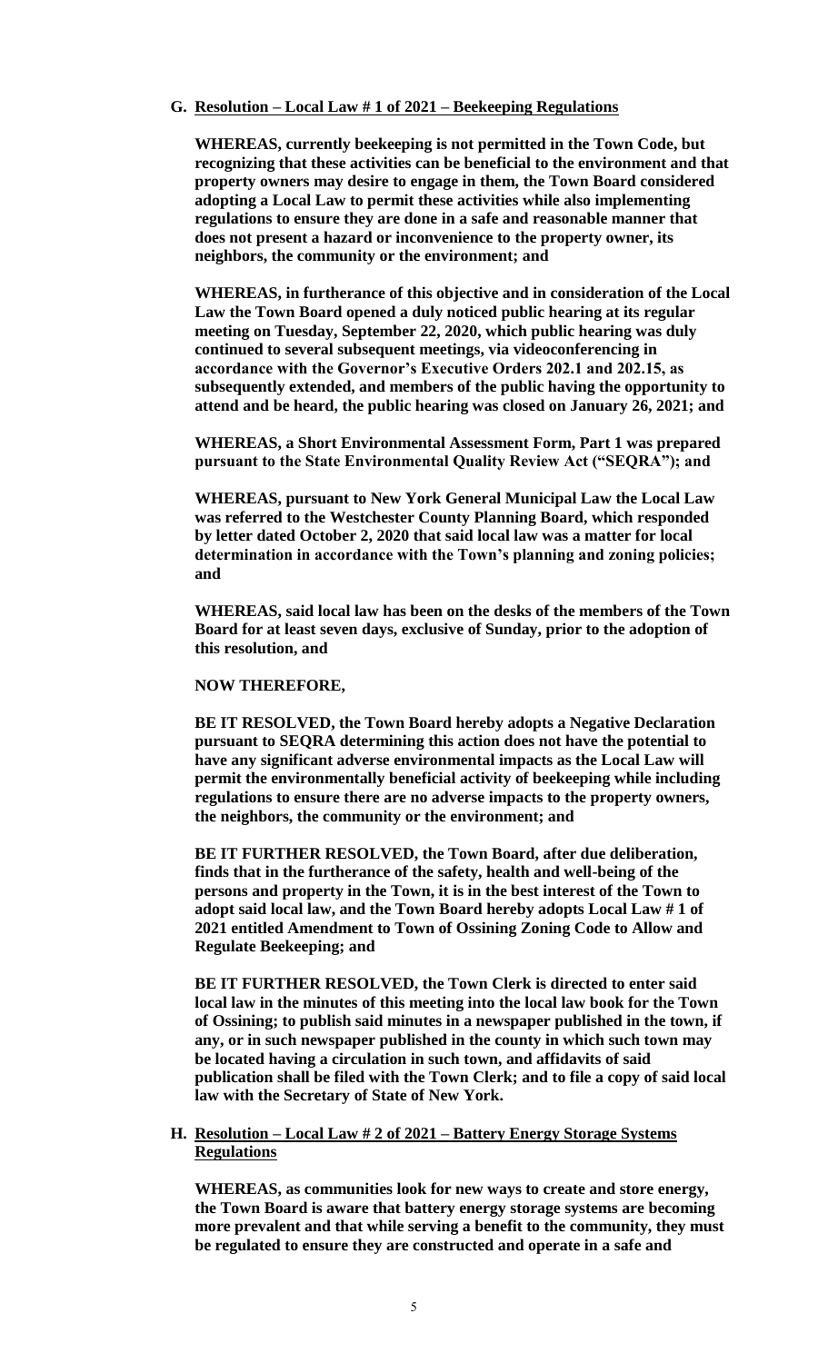**G. <u>Resolution – Local Law # 1 of 2021 – Beekeeping Regulations</u>**

**WHEREAS, currently beekeeping is not permitted in the Town Code, but recognizing that these activities can be beneficial to the environment and that property owners may desire to engage in them, the Town Board considered adopting a Local Law to permit these activities while also implementing regulations to ensure they are done in a safe and reasonable manner that does not present a hazard or inconvenience to the property owner, its neighbors, the community or the environment; and**

**WHEREAS, in furtherance of this objective and in consideration of the Local Law the Town Board opened a duly noticed public hearing at its regular meeting on Tuesday, September 22, 2020, which public hearing was duly continued to several subsequent meetings, via videoconferencing in accordance with the Governor's Executive Orders 202.1 and 202.15, as subsequently extended, and members of the public having the opportunity to attend and be heard, the public hearing was closed on January 26, 2021; and**

**WHEREAS, a Short Environmental Assessment Form, Part 1 was prepared pursuant to the State Environmental Quality Review Act ("SEQRA"); and**

**WHEREAS, pursuant to New York General Municipal Law the Local Law was referred to the Westchester County Planning Board, which responded by letter dated October 2, 2020 that said local law was a matter for local determination in accordance with the Town's planning and zoning policies; and**

**WHEREAS, said local law has been on the desks of the members of the Town Board for at least seven days, exclusive of Sunday, prior to the adoption of this resolution, and**

**NOW THEREFORE,**

**BE IT RESOLVED, the Town Board hereby adopts a Negative Declaration pursuant to SEQRA determining this action does not have the potential to have any significant adverse environmental impacts as the Local Law will permit the environmentally beneficial activity of beekeeping while including regulations to ensure there are no adverse impacts to the property owners, the neighbors, the community or the environment; and**

**BE IT FURTHER RESOLVED, the Town Board, after due deliberation, finds that in the furtherance of the safety, health and well-being of the persons and property in the Town, it is in the best interest of the Town to adopt said local law, and the Town Board hereby adopts Local Law # 1 of 2021 entitled Amendment to Town of Ossining Zoning Code to Allow and Regulate Beekeeping; and**

**BE IT FURTHER RESOLVED, the Town Clerk is directed to enter said local law in the minutes of this meeting into the local law book for the Town of Ossining; to publish said minutes in a newspaper published in the town, if any, or in such newspaper published in the county in which such town may be located having a circulation in such town, and affidavits of said publication shall be filed with the Town Clerk; and to file a copy of said local law with the Secretary of State of New York.**

**H. <u>Resolution – Local Law # 2 of 2021 – Battery Energy Storage Systems Regulations</u>**

**WHEREAS, as communities look for new ways to create and store energy, the Town Board is aware that battery energy storage systems are becoming more prevalent and that while serving a benefit to the community, they must be regulated to ensure they are constructed and operate in a safe and**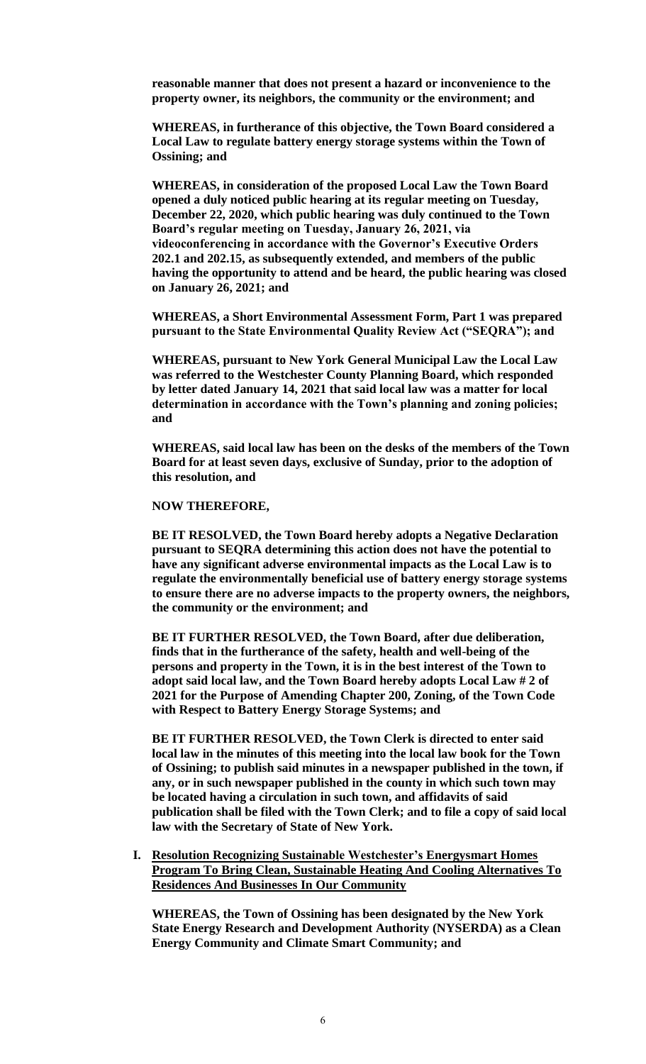**reasonable manner that does not present a hazard or inconvenience to the property owner, its neighbors, the community or the environment; and**

**WHEREAS, in furtherance of this objective, the Town Board considered a Local Law to regulate battery energy storage systems within the Town of Ossining; and**

**WHEREAS, in consideration of the proposed Local Law the Town Board opened a duly noticed public hearing at its regular meeting on Tuesday, December 22, 2020, which public hearing was duly continued to the Town Board's regular meeting on Tuesday, January 26, 2021, via videoconferencing in accordance with the Governor's Executive Orders 202.1 and 202.15, as subsequently extended, and members of the public having the opportunity to attend and be heard, the public hearing was closed on January 26, 2021; and**

**WHEREAS, a Short Environmental Assessment Form, Part 1 was prepared pursuant to the State Environmental Quality Review Act ("SEQRA"); and**

**WHEREAS, pursuant to New York General Municipal Law the Local Law was referred to the Westchester County Planning Board, which responded by letter dated January 14, 2021 that said local law was a matter for local determination in accordance with the Town's planning and zoning policies; and**

**WHEREAS, said local law has been on the desks of the members of the Town Board for at least seven days, exclusive of Sunday, prior to the adoption of this resolution, and**

**NOW THEREFORE,**

**BE IT RESOLVED, the Town Board hereby adopts a Negative Declaration pursuant to SEQRA determining this action does not have the potential to have any significant adverse environmental impacts as the Local Law is to regulate the environmentally beneficial use of battery energy storage systems to ensure there are no adverse impacts to the property owners, the neighbors, the community or the environment; and**

**BE IT FURTHER RESOLVED, the Town Board, after due deliberation, finds that in the furtherance of the safety, health and well-being of the persons and property in the Town, it is in the best interest of the Town to adopt said local law, and the Town Board hereby adopts Local Law # 2 of 2021 for the Purpose of Amending Chapter 200, Zoning, of the Town Code with Respect to Battery Energy Storage Systems; and**

**BE IT FURTHER RESOLVED, the Town Clerk is directed to enter said local law in the minutes of this meeting into the local law book for the Town of Ossining; to publish said minutes in a newspaper published in the town, if any, or in such newspaper published in the county in which such town may be located having a circulation in such town, and affidavits of said publication shall be filed with the Town Clerk; and to file a copy of said local law with the Secretary of State of New York.**

**I. <u>Resolution Recognizing Sustainable Westchester's Energysmart Homes Program To Bring Clean, Sustainable Heating And Cooling Alternatives To Residences And Businesses In Our Community</u>**

**WHEREAS, the Town of Ossining has been designated by the New York State Energy Research and Development Authority (NYSERDA) as a Clean Energy Community and Climate Smart Community; and**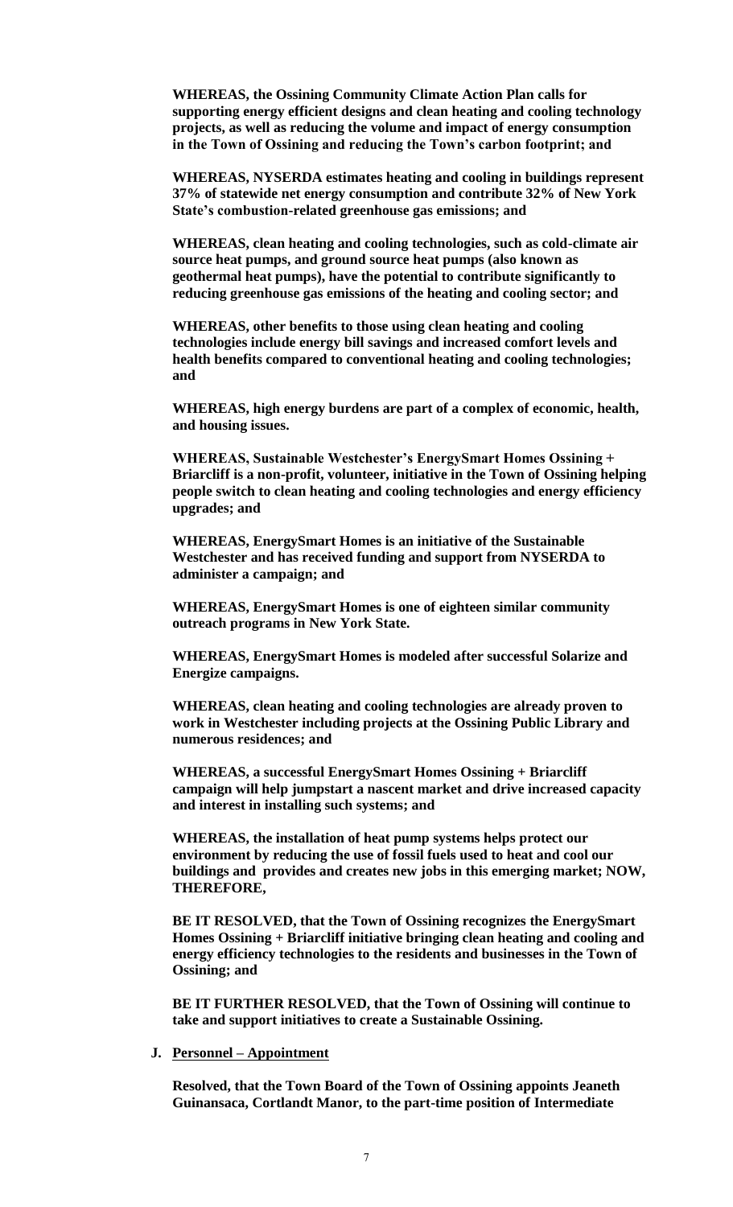**WHEREAS, the Ossining Community Climate Action Plan calls for supporting energy efficient designs and clean heating and cooling technology projects, as well as reducing the volume and impact of energy consumption in the Town of Ossining and reducing the Town's carbon footprint; and**

**WHEREAS, NYSERDA estimates heating and cooling in buildings represent 37% of statewide net energy consumption and contribute 32% of New York State's combustion-related greenhouse gas emissions; and**

**WHEREAS, clean heating and cooling technologies, such as cold-climate air source heat pumps, and ground source heat pumps (also known as geothermal heat pumps), have the potential to contribute significantly to reducing greenhouse gas emissions of the heating and cooling sector; and**

**WHEREAS, other benefits to those using clean heating and cooling technologies include energy bill savings and increased comfort levels and health benefits compared to conventional heating and cooling technologies; and**

**WHEREAS, high energy burdens are part of a complex of economic, health, and housing issues.**

**WHEREAS, Sustainable Westchester's EnergySmart Homes Ossining + Briarcliff is a non-profit, volunteer, initiative in the Town of Ossining helping people switch to clean heating and cooling technologies and energy efficiency upgrades; and**

**WHEREAS, EnergySmart Homes is an initiative of the Sustainable Westchester and has received funding and support from NYSERDA to administer a campaign; and**

**WHEREAS, EnergySmart Homes is one of eighteen similar community outreach programs in New York State.**

**WHEREAS, EnergySmart Homes is modeled after successful Solarize and Energize campaigns.**

**WHEREAS, clean heating and cooling technologies are already proven to work in Westchester including projects at the Ossining Public Library and numerous residences; and**

**WHEREAS, a successful EnergySmart Homes Ossining + Briarcliff campaign will help jumpstart a nascent market and drive increased capacity and interest in installing such systems; and**

**WHEREAS, the installation of heat pump systems helps protect our environment by reducing the use of fossil fuels used to heat and cool our buildings and provides and creates new jobs in this emerging market; NOW, THEREFORE,**

**BE IT RESOLVED, that the Town of Ossining recognizes the EnergySmart Homes Ossining + Briarcliff initiative bringing clean heating and cooling and energy efficiency technologies to the residents and businesses in the Town of Ossining; and**

**BE IT FURTHER RESOLVED, that the Town of Ossining will continue to take and support initiatives to create a Sustainable Ossining.**

**J. Personnel – Appointment**

**Resolved, that the Town Board of the Town of Ossining appoints Jeaneth Guinansaca, Cortlandt Manor, to the part-time position of Intermediate**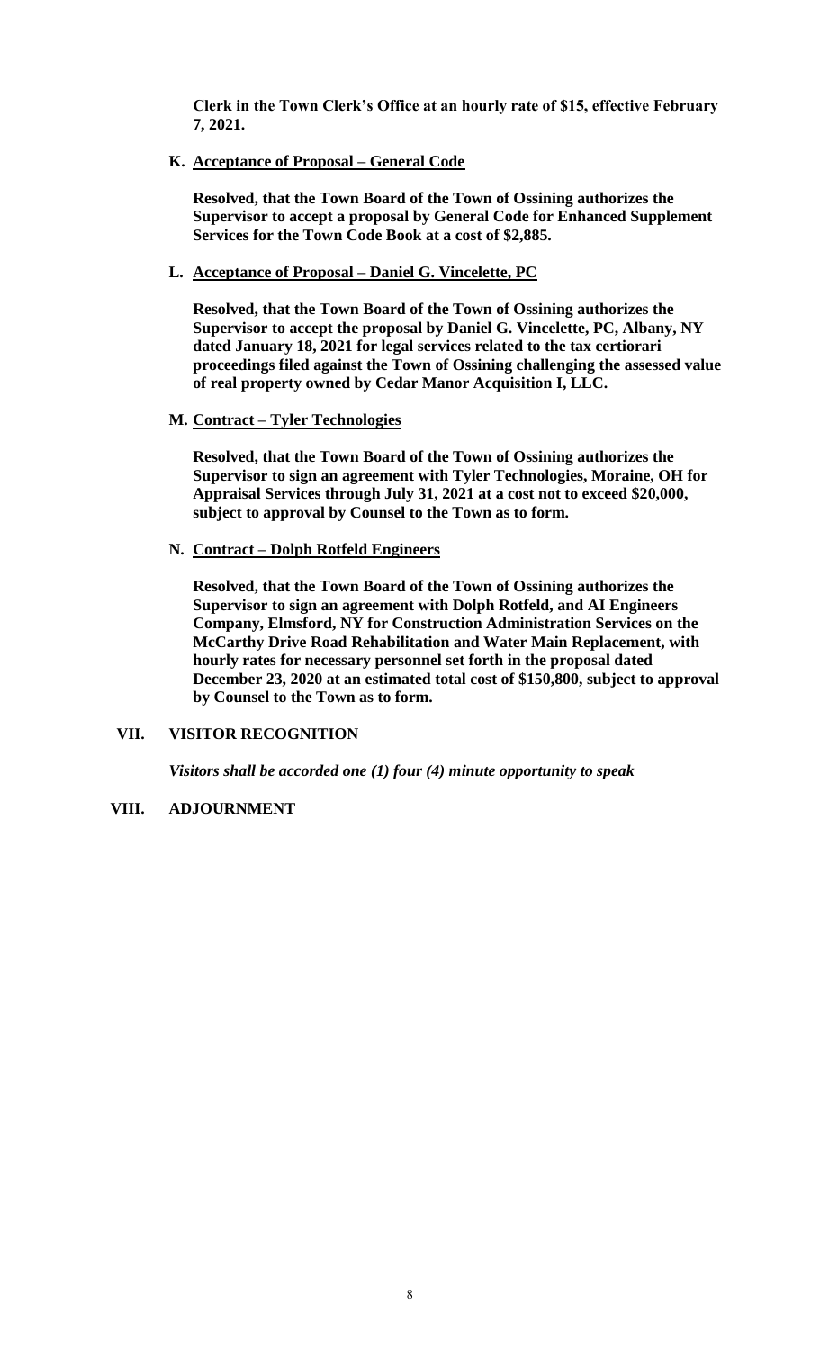**Clerk in the Town Clerk's Office at an hourly rate of $15, effective February 7, 2021.**

**K. Acceptance of Proposal – General Code**

**Resolved, that the Town Board of the Town of Ossining authorizes the Supervisor to accept a proposal by General Code for Enhanced Supplement Services for the Town Code Book at a cost of $2,885.**

**L. Acceptance of Proposal – Daniel G. Vincelette, PC**

**Resolved, that the Town Board of the Town of Ossining authorizes the Supervisor to accept the proposal by Daniel G. Vincelette, PC, Albany, NY dated January 18, 2021 for legal services related to the tax certiorari proceedings filed against the Town of Ossining challenging the assessed value of real property owned by Cedar Manor Acquisition I, LLC.**

**M. Contract – Tyler Technologies**

**Resolved, that the Town Board of the Town of Ossining authorizes the Supervisor to sign an agreement with Tyler Technologies, Moraine, OH for Appraisal Services through July 31, 2021 at a cost not to exceed $20,000, subject to approval by Counsel to the Town as to form.**

**N. Contract – Dolph Rotfeld Engineers**

**Resolved, that the Town Board of the Town of Ossining authorizes the Supervisor to sign an agreement with Dolph Rotfeld, and AI Engineers Company, Elmsford, NY for Construction Administration Services on the McCarthy Drive Road Rehabilitation and Water Main Replacement, with hourly rates for necessary personnel set forth in the proposal dated December 23, 2020 at an estimated total cost of $150,800, subject to approval by Counsel to the Town as to form.**

## VII. VISITOR RECOGNITION

***Visitors shall be accorded one (1) four (4) minute opportunity to speak***

## VIII. ADJOURNMENT